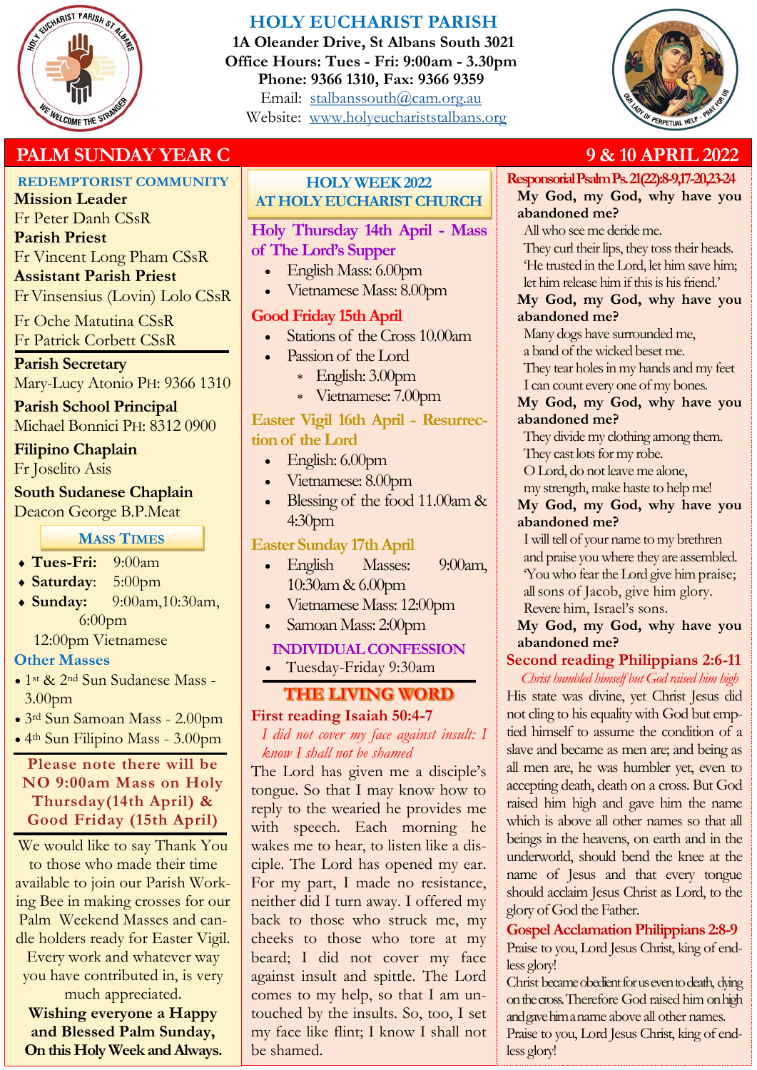# HOLY EUCHARIST PARISH

**1A Oleander Drive, St Albans South 3021**
**Office Hours: Tues - Fri: 9:00am - 3.30pm**
**Phone: 9366 1310, Fax: 9366 9359**
Email: stalbanssouth@cam.org.au
Website: www.holyeuchariststalbans.org

## PALM SUNDAY YEAR C — 9 & 10 APRIL 2022

### REDEMPTORIST COMMUNITY

**Mission Leader**
Fr Peter Danh CSsR
**Parish Priest**
Fr Vincent Long Pham CSsR
**Assistant Parish Priest**
Fr Vinsensius (Lovin) Lolo CSsR
Fr Oche Matutina CSsR
Fr Patrick Corbett CSsR

**Parish Secretary**
Mary-Lucy Atonio PH: 9366 1310

**Parish School Principal**
Michael Bonnici PH: 8312 0900

**Filipino Chaplain**
Fr Joselito Asis

**South Sudanese Chaplain**
Deacon George B.P.Meat

### MASS TIMES

- **Tues-Fri:** 9:00am
- **Saturday**: 5:00pm
- **Sunday:** 9:00am,10:30am, 6:00pm
  12:00pm Vietnamese

### Other Masses

- 1st & 2nd Sun Sudanese Mass - 3.00pm
- 3rd Sun Samoan Mass - 2.00pm
- 4th Sun Filipino Mass - 3.00pm

**Please note there will be NO 9:00am Mass on Holy Thursday(14th April) & Good Friday (15th April)**

We would like to say Thank You to those who made their time available to join our Parish Working Bee in making crosses for our Palm Weekend Masses and candle holders ready for Easter Vigil. Every work and whatever way you have contributed in, is very much appreciated.

**Wishing everyone a Happy and Blessed Palm Sunday, On this Holy Week and Always.**

### HOLY WEEK 2022 AT HOLY EUCHARIST CHURCH

**Holy Thursday 14th April - Mass of The Lord's Supper**

- English Mass: 6.00pm
- Vietnamese Mass: 8.00pm

**Good Friday 15th April**

- Stations of the Cross 10.00am
- Passion of the Lord
  - English: 3.00pm
  - Vietnamese: 7.00pm

**Easter Vigil 16th April - Resurrection of the Lord**

- English: 6.00pm
- Vietnamese: 8.00pm
- Blessing of the food 11.00am & 4:30pm

**Easter Sunday 17th April**

- English Masses: 9:00am, 10:30am & 6.00pm
- Vietnamese Mass: 12:00pm
- Samoan Mass: 2:00pm

**INDIVIDUAL CONFESSION**

- Tuesday-Friday 9:30am

### THE LIVING WORD

**First reading Isaiah 50:4-7**

*I did not cover my face against insult: I know I shall not be shamed*

The Lord has given me a disciple's tongue. So that I may know how to reply to the wearied he provides me with speech. Each morning he wakes me to hear, to listen like a disciple. The Lord has opened my ear. For my part, I made no resistance, neither did I turn away. I offered my back to those who struck me, my cheeks to those who tore at my beard; I did not cover my face against insult and spittle. The Lord comes to my help, so that I am untouched by the insults. So, too, I set my face like flint; I know I shall not be shamed.

**Responsorial Psalm Ps. 21(22):8-9,17-20,23-24**

**My God, my God, why have you abandoned me?**

All who see me deride me.
They curl their lips, they toss their heads.
'He trusted in the Lord, let him save him;
let him release him if this is his friend.'

**My God, my God, why have you abandoned me?**

Many dogs have surrounded me,
a band of the wicked beset me.
They tear holes in my hands and my feet
I can count every one of my bones.

**My God, my God, why have you abandoned me?**

They divide my clothing among them.
They cast lots for my robe.
O Lord, do not leave me alone,
my strength, make haste to help me!

**My God, my God, why have you abandoned me?**

I will tell of your name to my brethren
and praise you where they are assembled.
'You who fear the Lord give him praise;
all sons of Jacob, give him glory.
Revere him, Israel's sons.

**My God, my God, why have you abandoned me?**

**Second reading Philippians 2:6-11**

*Christ humbled himself but God raised him high*

His state was divine, yet Christ Jesus did not cling to his equality with God but emptied himself to assume the condition of a slave and became as men are; and being as all men are, he was humbler yet, even to accepting death, death on a cross. But God raised him high and gave him the name which is above all other names so that all beings in the heavens, on earth and in the underworld, should bend the knee at the name of Jesus and that every tongue should acclaim Jesus Christ as Lord, to the glory of God the Father.

**Gospel Acclamation Philippians 2:8-9**

Praise to you, Lord Jesus Christ, king of endless glory!
Christ became obedient for us even to death, dying on the cross. Therefore God raised him on high and gave him a name above all other names.
Praise to you, Lord Jesus Christ, king of endless glory!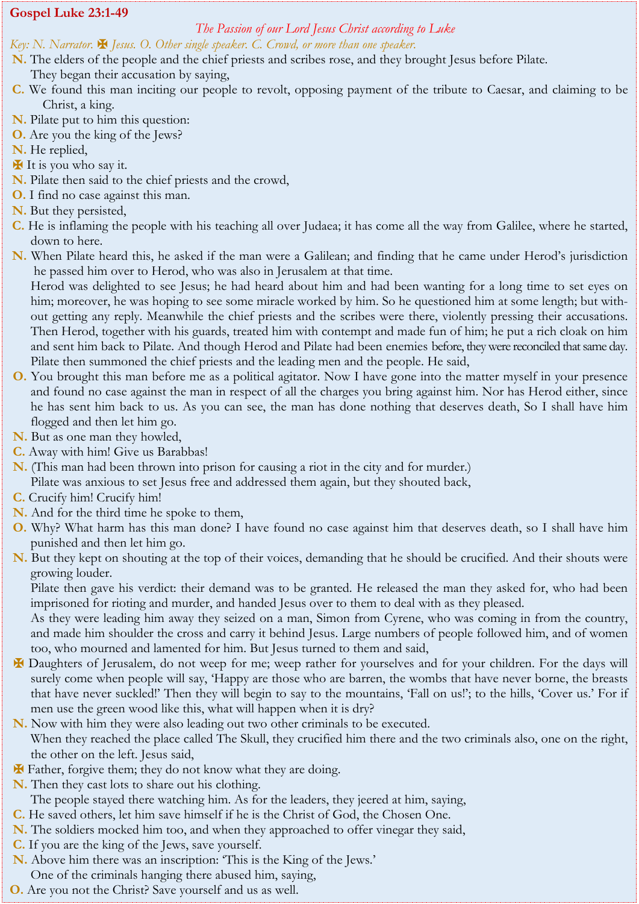**Gospel Luke 23:1-49**

*The Passion of our Lord Jesus Christ according to Luke*

*Key: N. Narrator. ✠ Jesus. O. Other single speaker. C. Crowd, or more than one speaker.*

**N.** The elders of the people and the chief priests and scribes rose, and they brought Jesus before Pilate. They began their accusation by saying,

**C.** We found this man inciting our people to revolt, opposing payment of the tribute to Caesar, and claiming to be Christ, a king.

**N.** Pilate put to him this question:

**O.** Are you the king of the Jews?

**N.** He replied,

✠ It is you who say it.

**N.** Pilate then said to the chief priests and the crowd,

**O.** I find no case against this man.

**N.** But they persisted,

**C.** He is inflaming the people with his teaching all over Judaea; it has come all the way from Galilee, where he started, down to here.

**N.** When Pilate heard this, he asked if the man were a Galilean; and finding that he came under Herod's jurisdiction he passed him over to Herod, who was also in Jerusalem at that time.

Herod was delighted to see Jesus; he had heard about him and had been wanting for a long time to set eyes on him; moreover, he was hoping to see some miracle worked by him. So he questioned him at some length; but without getting any reply. Meanwhile the chief priests and the scribes were there, violently pressing their accusations. Then Herod, together with his guards, treated him with contempt and made fun of him; he put a rich cloak on him and sent him back to Pilate. And though Herod and Pilate had been enemies before, they were reconciled that same day.

Pilate then summoned the chief priests and the leading men and the people. He said,

**O.** You brought this man before me as a political agitator. Now I have gone into the matter myself in your presence and found no case against the man in respect of all the charges you bring against him. Nor has Herod either, since he has sent him back to us. As you can see, the man has done nothing that deserves death, So I shall have him flogged and then let him go.

**N.** But as one man they howled,

**C.** Away with him! Give us Barabbas!

**N.** (This man had been thrown into prison for causing a riot in the city and for murder.)

Pilate was anxious to set Jesus free and addressed them again, but they shouted back,

**C.** Crucify him! Crucify him!

**N.** And for the third time he spoke to them,

**O.** Why? What harm has this man done? I have found no case against him that deserves death, so I shall have him punished and then let him go.

**N.** But they kept on shouting at the top of their voices, demanding that he should be crucified. And their shouts were growing louder.

Pilate then gave his verdict: their demand was to be granted. He released the man they asked for, who had been imprisoned for rioting and murder, and handed Jesus over to them to deal with as they pleased.

As they were leading him away they seized on a man, Simon from Cyrene, who was coming in from the country, and made him shoulder the cross and carry it behind Jesus. Large numbers of people followed him, and of women too, who mourned and lamented for him. But Jesus turned to them and said,

✠ Daughters of Jerusalem, do not weep for me; weep rather for yourselves and for your children. For the days will surely come when people will say, 'Happy are those who are barren, the wombs that have never borne, the breasts that have never suckled!' Then they will begin to say to the mountains, 'Fall on us!'; to the hills, 'Cover us.' For if men use the green wood like this, what will happen when it is dry?

**N.** Now with him they were also leading out two other criminals to be executed.

When they reached the place called The Skull, they crucified him there and the two criminals also, one on the right, the other on the left. Jesus said,

✠ Father, forgive them; they do not know what they are doing.

**N.** Then they cast lots to share out his clothing.

The people stayed there watching him. As for the leaders, they jeered at him, saying,

**C.** He saved others, let him save himself if he is the Christ of God, the Chosen One.

**N.** The soldiers mocked him too, and when they approached to offer vinegar they said,

**C.** If you are the king of the Jews, save yourself.

**N.** Above him there was an inscription: 'This is the King of the Jews.'

One of the criminals hanging there abused him, saying,

**O.** Are you not the Christ? Save yourself and us as well.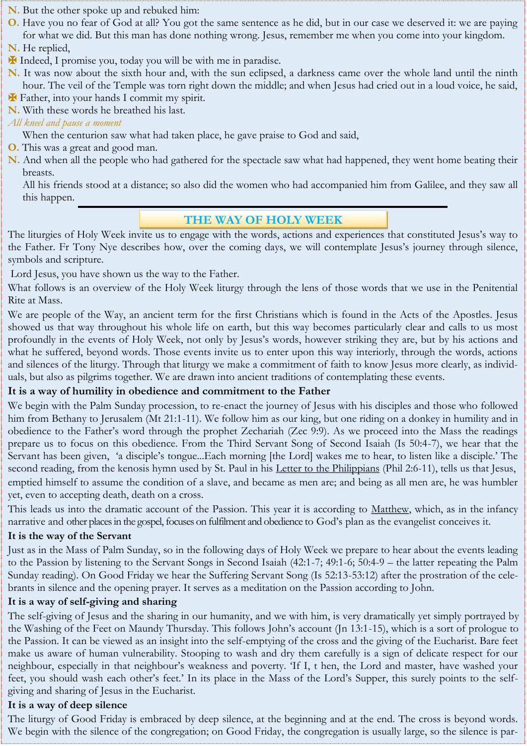**N.** But the other spoke up and rebuked him:

**O.** Have you no fear of God at all? You got the same sentence as he did, but in our case we deserved it: we are paying for what we did. But this man has done nothing wrong. Jesus, remember me when you come into your kingdom.

**N.** He replied,

✠ Indeed, I promise you, today you will be with me in paradise.

**N.** It was now about the sixth hour and, with the sun eclipsed, a darkness came over the whole land until the ninth hour. The veil of the Temple was torn right down the middle; and when Jesus had cried out in a loud voice, he said,

✠ Father, into your hands I commit my spirit.

**N.** With these words he breathed his last.

*All kneel and pause a moment*

When the centurion saw what had taken place, he gave praise to God and said,

**O.** This was a great and good man.

**N.** And when all the people who had gathered for the spectacle saw what had happened, they went home beating their breasts.

All his friends stood at a distance; so also did the women who had accompanied him from Galilee, and they saw all this happen.

---

## THE WAY OF HOLY WEEK

The liturgies of Holy Week invite us to engage with the words, actions and experiences that constituted Jesus's way to the Father. Fr Tony Nye describes how, over the coming days, we will contemplate Jesus's journey through silence, symbols and scripture.

Lord Jesus, you have shown us the way to the Father.

What follows is an overview of the Holy Week liturgy through the lens of those words that we use in the Penitential Rite at Mass.

We are people of the Way, an ancient term for the first Christians which is found in the Acts of the Apostles. Jesus showed us that way throughout his whole life on earth, but this way becomes particularly clear and calls to us most profoundly in the events of Holy Week, not only by Jesus's words, however striking they are, but by his actions and what he suffered, beyond words. Those events invite us to enter upon this way interiorly, through the words, actions and silences of the liturgy. Through that liturgy we make a commitment of faith to know Jesus more clearly, as individuals, but also as pilgrims together. We are drawn into ancient traditions of contemplating these events.

**It is a way of humility in obedience and commitment to the Father**

We begin with the Palm Sunday procession, to re-enact the journey of Jesus with his disciples and those who followed him from Bethany to Jerusalem (Mt 21:1-11). We follow him as our king, but one riding on a donkey in humility and in obedience to the Father's word through the prophet Zechariah (Zec 9:9). As we proceed into the Mass the readings prepare us to focus on this obedience. From the Third Servant Song of Second Isaiah (Is 50:4-7), we hear that the Servant has been given, 'a disciple's tongue...Each morning [the Lord] wakes me to hear, to listen like a disciple.' The second reading, from the kenosis hymn used by St. Paul in his Letter to the Philippians (Phil 2:6-11), tells us that Jesus, emptied himself to assume the condition of a slave, and became as men are; and being as all men are, he was humbler yet, even to accepting death, death on a cross.

This leads us into the dramatic account of the Passion. This year it is according to Matthew, which, as in the infancy narrative and other places in the gospel, focuses on fulfilment and obedience to God's plan as the evangelist conceives it.

**It is the way of the Servant**

Just as in the Mass of Palm Sunday, so in the following days of Holy Week we prepare to hear about the events leading to the Passion by listening to the Servant Songs in Second Isaiah (42:1-7; 49:1-6; 50:4-9 – the latter repeating the Palm Sunday reading). On Good Friday we hear the Suffering Servant Song (Is 52:13-53:12) after the prostration of the celebrants in silence and the opening prayer. It serves as a meditation on the Passion according to John.

**It is a way of self-giving and sharing**

The self-giving of Jesus and the sharing in our humanity, and we with him, is very dramatically yet simply portrayed by the Washing of the Feet on Maundy Thursday. This follows John's account (Jn 13:1-15), which is a sort of prologue to the Passion. It can be viewed as an insight into the self-emptying of the cross and the giving of the Eucharist. Bare feet make us aware of human vulnerability. Stooping to wash and dry them carefully is a sign of delicate respect for our neighbour, especially in that neighbour's weakness and poverty. 'If I, t hen, the Lord and master, have washed your feet, you should wash each other's feet.' In its place in the Mass of the Lord's Supper, this surely points to the self-giving and sharing of Jesus in the Eucharist.

**It is a way of deep silence**

The liturgy of Good Friday is embraced by deep silence, at the beginning and at the end. The cross is beyond words. We begin with the silence of the congregation; on Good Friday, the congregation is usually large, so the silence is par-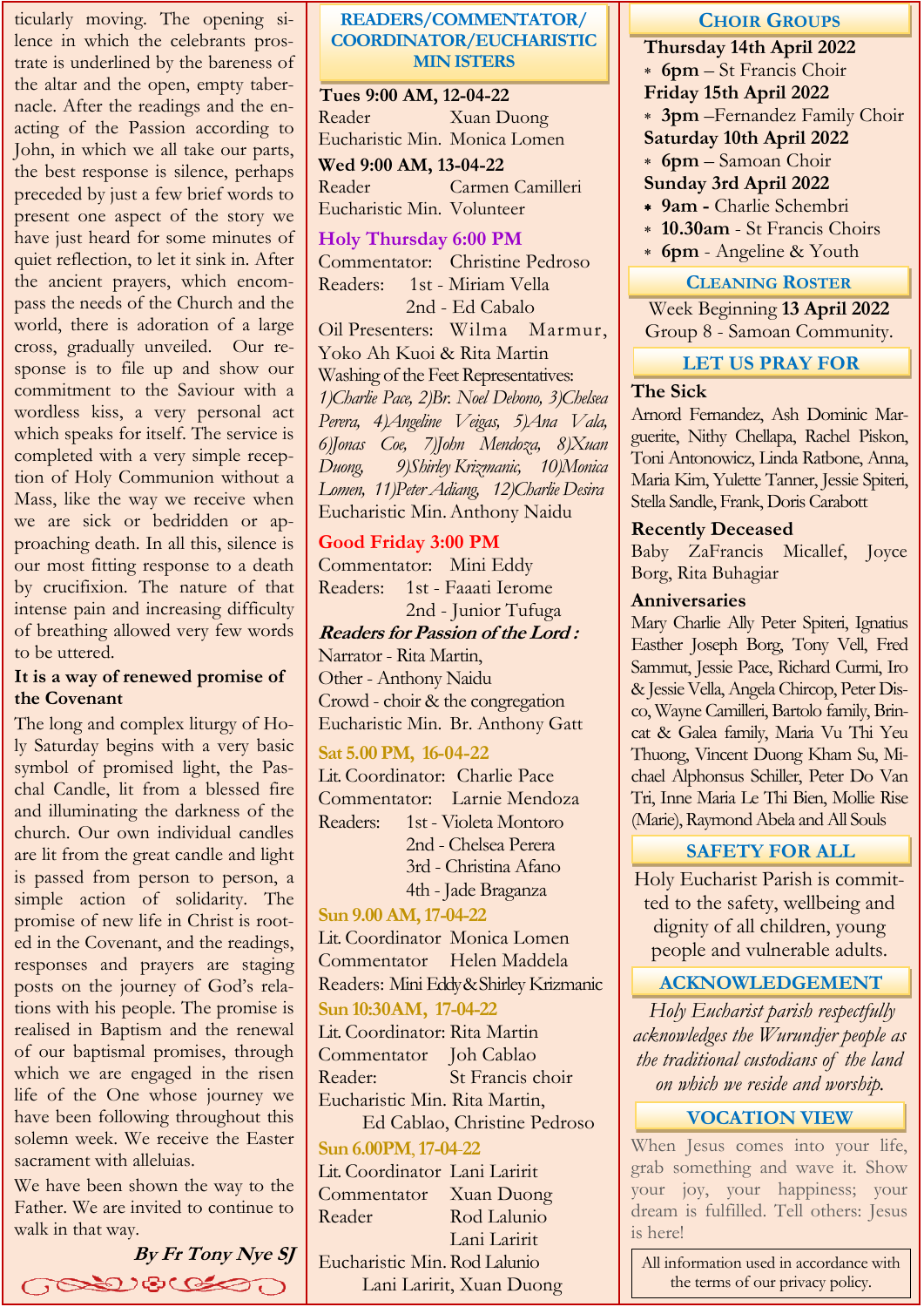ticularly moving. The opening silence in which the celebrants prostrate is underlined by the bareness of the altar and the open, empty tabernacle. After the readings and the enacting of the Passion according to John, in which we all take our parts, the best response is silence, perhaps preceded by just a few brief words to present one aspect of the story we have just heard for some minutes of quiet reflection, to let it sink in. After the ancient prayers, which encompass the needs of the Church and the world, there is adoration of a large cross, gradually unveiled. Our response is to file up and show our commitment to the Saviour with a wordless kiss, a very personal act which speaks for itself. The service is completed with a very simple reception of Holy Communion without a Mass, like the way we receive when we are sick or bedridden or approaching death. In all this, silence is our most fitting response to a death by crucifixion. The nature of that intense pain and increasing difficulty of breathing allowed very few words to be uttered.

**It is a way of renewed promise of the Covenant**

The long and complex liturgy of Holy Saturday begins with a very basic symbol of promised light, the Paschal Candle, lit from a blessed fire and illuminating the darkness of the church. Our own individual candles are lit from the great candle and light is passed from person to person, a simple action of solidarity. The promise of new life in Christ is rooted in the Covenant, and the readings, responses and prayers are staging posts on the journey of God's relations with his people. The promise is realised in Baptism and the renewal of our baptismal promises, through which we are engaged in the risen life of the One whose journey we have been following throughout this solemn week. We receive the Easter sacrament with alleluias.

We have been shown the way to the Father. We are invited to continue to walk in that way.

***By Fr Tony Nye SJ***

## READERS/COMMENTATOR/COORDINATOR/EUCHARISTIC MIN ISTERS

**Tues 9:00 AM, 12-04-22**
Reader Xuan Duong
Eucharistic Min. Monica Lomen

**Wed 9:00 AM, 13-04-22**
Reader Carmen Camilleri
Eucharistic Min. Volunteer

**Holy Thursday 6:00 PM**
Commentator: Christine Pedroso
Readers: 1st - Miriam Vella
2nd - Ed Cabalo
Oil Presenters: Wilma Marmur, Yoko Ah Kuoi & Rita Martin
Washing of the Feet Representatives:
*1)Charlie Pace, 2)Br. Noel Debono, 3)Chelsea Perera, 4)Angeline Veigas, 5)Ana Vala, 6)Jonas Coe, 7)John Mendoza, 8)Xuan Duong, 9)Shirley Krizmanic, 10)Monica Lomen, 11)Peter Adiang, 12)Charlie Desira*
Eucharistic Min. Anthony Naidu

**Good Friday 3:00 PM**
Commentator: Mini Eddy
Readers: 1st - Faaati Ierome
2nd - Junior Tufuga
***Readers for Passion of the Lord :***
Narrator - Rita Martin,
Other - Anthony Naidu
Crowd - choir & the congregation
Eucharistic Min. Br. Anthony Gatt

**Sat 5.00 PM, 16-04-22**
Lit. Coordinator: Charlie Pace
Commentator: Larnie Mendoza
Readers: 1st - Violeta Montoro
2nd - Chelsea Perera
3rd - Christina Afano
4th - Jade Braganza

**Sun 9.00 AM, 17-04-22**
Lit. Coordinator Monica Lomen
Commentator Helen Maddela
Readers: Mini Eddy & Shirley Krizmanic

**Sun 10:30AM, 17-04-22**
Lit. Coordinator: Rita Martin
Commentator Joh Cablao
Reader: St Francis choir
Eucharistic Min. Rita Martin, Ed Cablao, Christine Pedroso

**Sun 6.00PM, 17-04-22**
Lit. Coordinator Lani Laririt
Commentator Xuan Duong
Reader Rod Lalunio
Lani Laririt
Eucharistic Min. Rod Lalunio
Lani Laririt, Xuan Duong

## CHOIR GROUPS

**Thursday 14th April 2022**
- **6pm** – St Francis Choir

**Friday 15th April 2022**
- **3pm** –Fernandez Family Choir

**Saturday 10th April 2022**
- **6pm** – Samoan Choir

**Sunday 3rd April 2022**
- **9am -** Charlie Schembri
- **10.30am** - St Francis Choirs
- **6pm** - Angeline & Youth

## CLEANING ROSTER

Week Beginning **13 April 2022**
Group 8 - Samoan Community.

## LET US PRAY FOR

**The Sick**
Arnord Fernandez, Ash Dominic Marguerite, Nithy Chellapa, Rachel Piskon, Toni Antonowicz, Linda Ratbone, Anna, Maria Kim, Yulette Tanner, Jessie Spiteri, Stella Sandle, Frank, Doris Carabott

**Recently Deceased**
Baby ZaFrancis Micallef, Joyce Borg, Rita Buhagiar

**Anniversaries**
Mary Charlie Ally Peter Spiteri, Ignatius Easther Joseph Borg, Tony Vell, Fred Sammut, Jessie Pace, Richard Curmi, Iro & Jessie Vella, Angela Chircop, Peter Disco, Wayne Camilleri, Bartolo family, Brincat & Galea family, Maria Vu Thi Yeu Thuong, Vincent Duong Kham Su, Michael Alphonsus Schiller, Peter Do Van Tri, Inne Maria Le Thi Bien, Mollie Rise (Marie), Raymond Abela and All Souls

## SAFETY FOR ALL

Holy Eucharist Parish is committed to the safety, wellbeing and dignity of all children, young people and vulnerable adults.

## ACKNOWLEDGEMENT

*Holy Eucharist parish respectfully acknowledges the Wurundjer people as the traditional custodians of the land on which we reside and worship.*

## VOCATION VIEW

When Jesus comes into your life, grab something and wave it. Show your joy, your happiness; your dream is fulfilled. Tell others: Jesus is here!

All information used in accordance with the terms of our privacy policy.